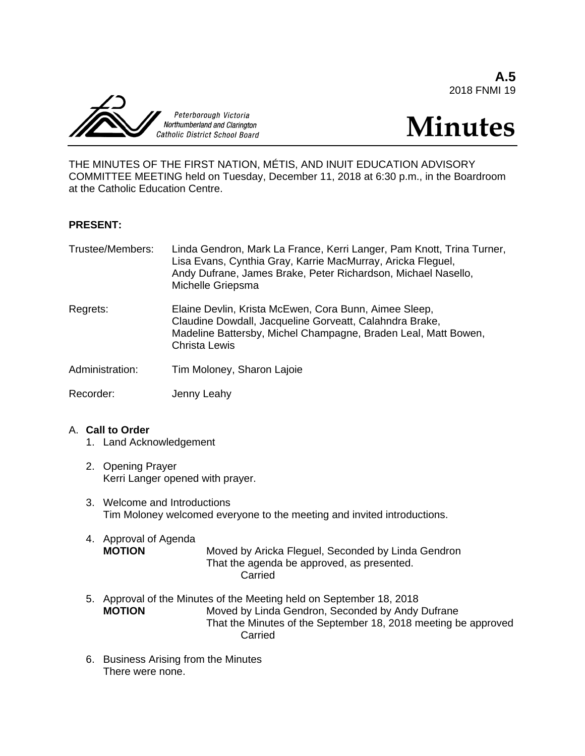**A.5**
2018 FNMI 19

Peterborough Victoria Northumberland and Clarington Catholic District School Board

# Minutes

THE MINUTES OF THE FIRST NATION, MÉTIS, AND INUIT EDUCATION ADVISORY COMMITTEE MEETING held on Tuesday, December 11, 2018 at 6:30 p.m., in the Boardroom at the Catholic Education Centre.

**PRESENT:**

Trustee/Members: Linda Gendron, Mark La France, Kerri Langer, Pam Knott, Trina Turner, Lisa Evans, Cynthia Gray, Karrie MacMurray, Aricka Fleguel, Andy Dufrane, James Brake, Peter Richardson, Michael Nasello, Michelle Griepsma

Regrets: Elaine Devlin, Krista McEwen, Cora Bunn, Aimee Sleep, Claudine Dowdall, Jacqueline Gorveatt, Calahndra Brake, Madeline Battersby, Michel Champagne, Braden Leal, Matt Bowen, Christa Lewis

Administration: Tim Moloney, Sharon Lajoie

Recorder: Jenny Leahy

A. **Call to Order**

1. Land Acknowledgement

2. Opening Prayer
   Kerri Langer opened with prayer.

3. Welcome and Introductions
   Tim Moloney welcomed everyone to the meeting and invited introductions.

4. Approval of Agenda
   **MOTION** Moved by Aricka Fleguel, Seconded by Linda Gendron
   That the agenda be approved, as presented.
   Carried

5. Approval of the Minutes of the Meeting held on September 18, 2018
   **MOTION** Moved by Linda Gendron, Seconded by Andy Dufrane
   That the Minutes of the September 18, 2018 meeting be approved
   Carried

6. Business Arising from the Minutes
   There were none.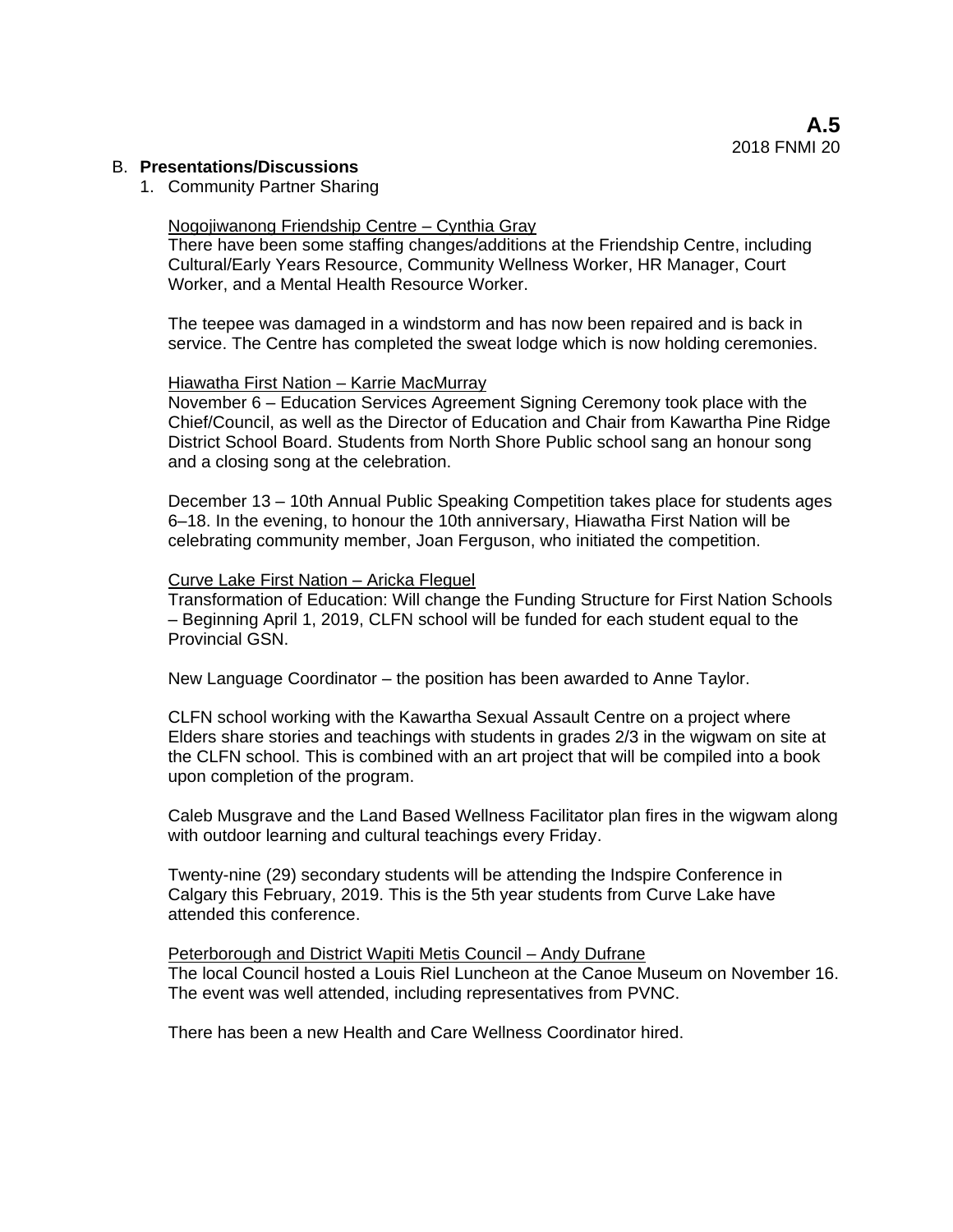## B. **Presentations/Discussions**

1. Community Partner Sharing

<u>Nogojiwanong Friendship Centre – Cynthia Gray</u>

There have been some staffing changes/additions at the Friendship Centre, including Cultural/Early Years Resource, Community Wellness Worker, HR Manager, Court Worker, and a Mental Health Resource Worker.

The teepee was damaged in a windstorm and has now been repaired and is back in service. The Centre has completed the sweat lodge which is now holding ceremonies.

<u>Hiawatha First Nation – Karrie MacMurray</u>

November 6 – Education Services Agreement Signing Ceremony took place with the Chief/Council, as well as the Director of Education and Chair from Kawartha Pine Ridge District School Board. Students from North Shore Public school sang an honour song and a closing song at the celebration.

December 13 – 10th Annual Public Speaking Competition takes place for students ages 6–18. In the evening, to honour the 10th anniversary, Hiawatha First Nation will be celebrating community member, Joan Ferguson, who initiated the competition.

<u>Curve Lake First Nation – Aricka Fleguel</u>

Transformation of Education: Will change the Funding Structure for First Nation Schools – Beginning April 1, 2019, CLFN school will be funded for each student equal to the Provincial GSN.

New Language Coordinator – the position has been awarded to Anne Taylor.

CLFN school working with the Kawartha Sexual Assault Centre on a project where Elders share stories and teachings with students in grades 2/3 in the wigwam on site at the CLFN school. This is combined with an art project that will be compiled into a book upon completion of the program.

Caleb Musgrave and the Land Based Wellness Facilitator plan fires in the wigwam along with outdoor learning and cultural teachings every Friday.

Twenty-nine (29) secondary students will be attending the Indspire Conference in Calgary this February, 2019. This is the 5th year students from Curve Lake have attended this conference.

<u>Peterborough and District Wapiti Metis Council – Andy Dufrane</u>

The local Council hosted a Louis Riel Luncheon at the Canoe Museum on November 16. The event was well attended, including representatives from PVNC.

There has been a new Health and Care Wellness Coordinator hired.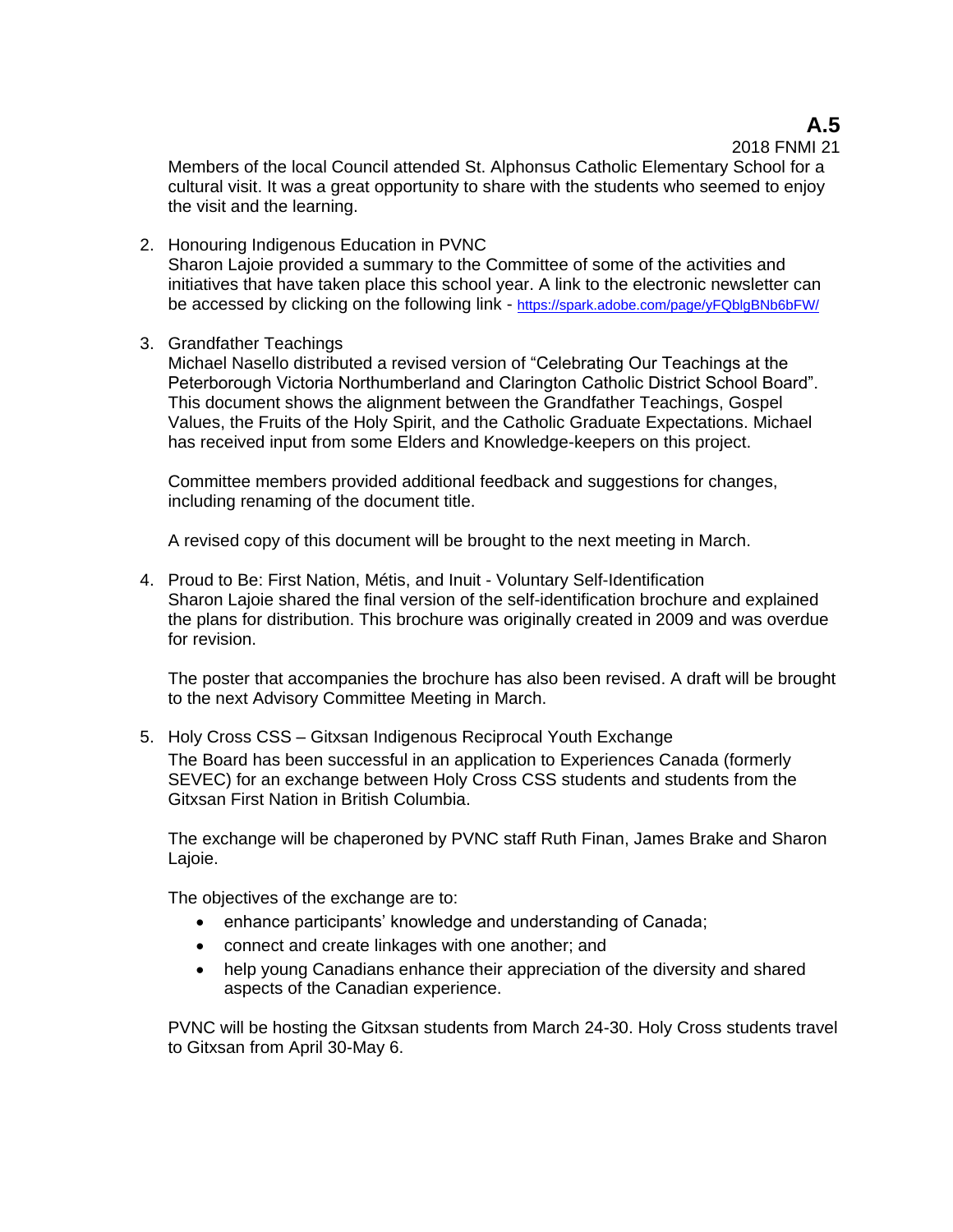Members of the local Council attended St. Alphonsus Catholic Elementary School for a cultural visit. It was a great opportunity to share with the students who seemed to enjoy the visit and the learning.

2. Honouring Indigenous Education in PVNC
   Sharon Lajoie provided a summary to the Committee of some of the activities and initiatives that have taken place this school year. A link to the electronic newsletter can be accessed by clicking on the following link - https://spark.adobe.com/page/yFQblgBNb6bFW/

3. Grandfather Teachings
   Michael Nasello distributed a revised version of "Celebrating Our Teachings at the Peterborough Victoria Northumberland and Clarington Catholic District School Board". This document shows the alignment between the Grandfather Teachings, Gospel Values, the Fruits of the Holy Spirit, and the Catholic Graduate Expectations. Michael has received input from some Elders and Knowledge-keepers on this project.

   Committee members provided additional feedback and suggestions for changes, including renaming of the document title.

   A revised copy of this document will be brought to the next meeting in March.

4. Proud to Be: First Nation, Métis, and Inuit - Voluntary Self-Identification
   Sharon Lajoie shared the final version of the self-identification brochure and explained the plans for distribution. This brochure was originally created in 2009 and was overdue for revision.

   The poster that accompanies the brochure has also been revised. A draft will be brought to the next Advisory Committee Meeting in March.

5. Holy Cross CSS – Gitxsan Indigenous Reciprocal Youth Exchange
   The Board has been successful in an application to Experiences Canada (formerly SEVEC) for an exchange between Holy Cross CSS students and students from the Gitxsan First Nation in British Columbia.

   The exchange will be chaperoned by PVNC staff Ruth Finan, James Brake and Sharon Lajoie.

   The objectives of the exchange are to:

   - enhance participants' knowledge and understanding of Canada;
   - connect and create linkages with one another; and
   - help young Canadians enhance their appreciation of the diversity and shared aspects of the Canadian experience.

   PVNC will be hosting the Gitxsan students from March 24-30. Holy Cross students travel to Gitxsan from April 30-May 6.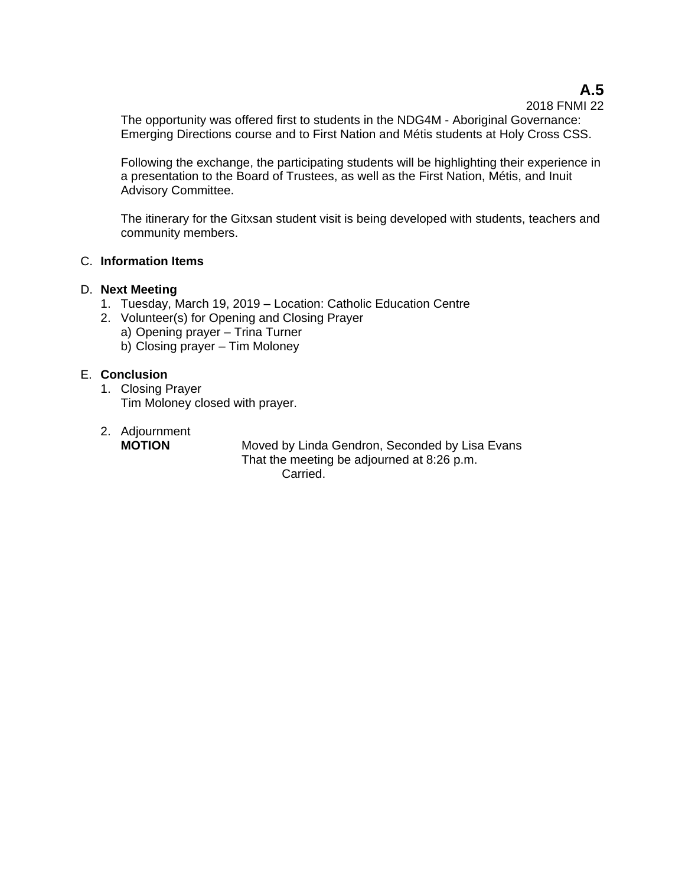The opportunity was offered first to students in the NDG4M - Aboriginal Governance: Emerging Directions course and to First Nation and Métis students at Holy Cross CSS.

Following the exchange, the participating students will be highlighting their experience in a presentation to the Board of Trustees, as well as the First Nation, Métis, and Inuit Advisory Committee.

The itinerary for the Gitxsan student visit is being developed with students, teachers and community members.

C. **Information Items**

D. **Next Meeting**

1. Tuesday, March 19, 2019 – Location: Catholic Education Centre
2. Volunteer(s) for Opening and Closing Prayer
   a) Opening prayer – Trina Turner
   b) Closing prayer – Tim Moloney

E. **Conclusion**

1. Closing Prayer
   Tim Moloney closed with prayer.

2. Adjournment
   **MOTION** Moved by Linda Gendron, Seconded by Lisa Evans
   That the meeting be adjourned at 8:26 p.m.
   Carried.